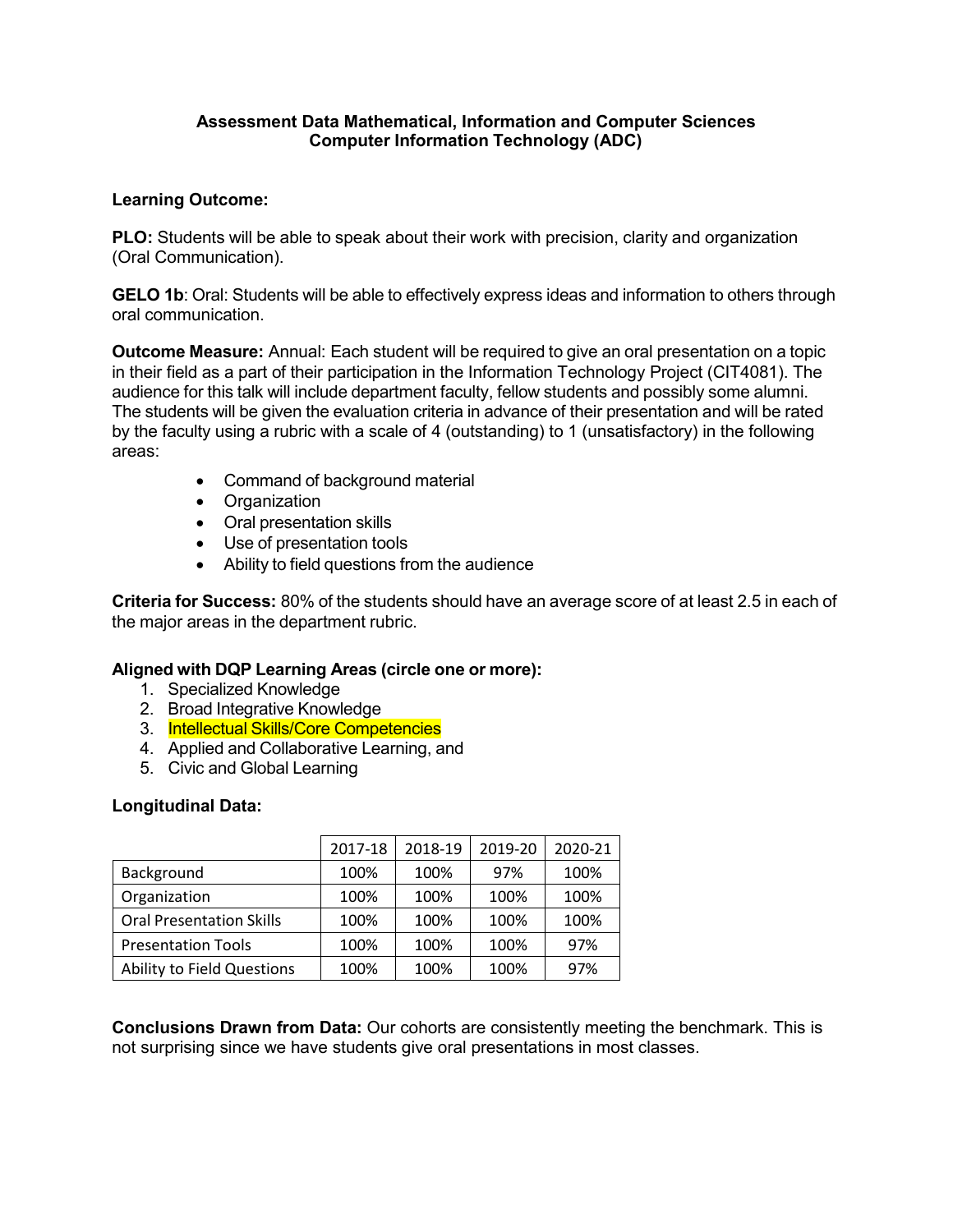# Assessment Data Mathematical, Information and Computer Sciences
## Computer Information Technology (ADC)

**Learning Outcome:**

**PLO:** Students will be able to speak about their work with precision, clarity and organization (Oral Communication).

**GELO 1b**: Oral: Students will be able to effectively express ideas and information to others through oral communication.

**Outcome Measure:** Annual: Each student will be required to give an oral presentation on a topic in their field as a part of their participation in the Information Technology Project (CIT4081). The audience for this talk will include department faculty, fellow students and possibly some alumni. The students will be given the evaluation criteria in advance of their presentation and will be rated by the faculty using a rubric with a scale of 4 (outstanding) to 1 (unsatisfactory) in the following areas:

- Command of background material
- Organization
- Oral presentation skills
- Use of presentation tools
- Ability to field questions from the audience

**Criteria for Success:** 80% of the students should have an average score of at least 2.5 in each of the major areas in the department rubric.

**Aligned with DQP Learning Areas (circle one or more):**

1. Specialized Knowledge
2. Broad Integrative Knowledge
3. Intellectual Skills/Core Competencies
4. Applied and Collaborative Learning, and
5. Civic and Global Learning

**Longitudinal Data:**

| | 2017-18 | 2018-19 | 2019-20 | 2020-21 |
|---|---|---|---|---|
| Background | 100% | 100% | 97% | 100% |
| Organization | 100% | 100% | 100% | 100% |
| Oral Presentation Skills | 100% | 100% | 100% | 100% |
| Presentation Tools | 100% | 100% | 100% | 97% |
| Ability to Field Questions | 100% | 100% | 100% | 97% |

**Conclusions Drawn from Data:** Our cohorts are consistently meeting the benchmark. This is not surprising since we have students give oral presentations in most classes.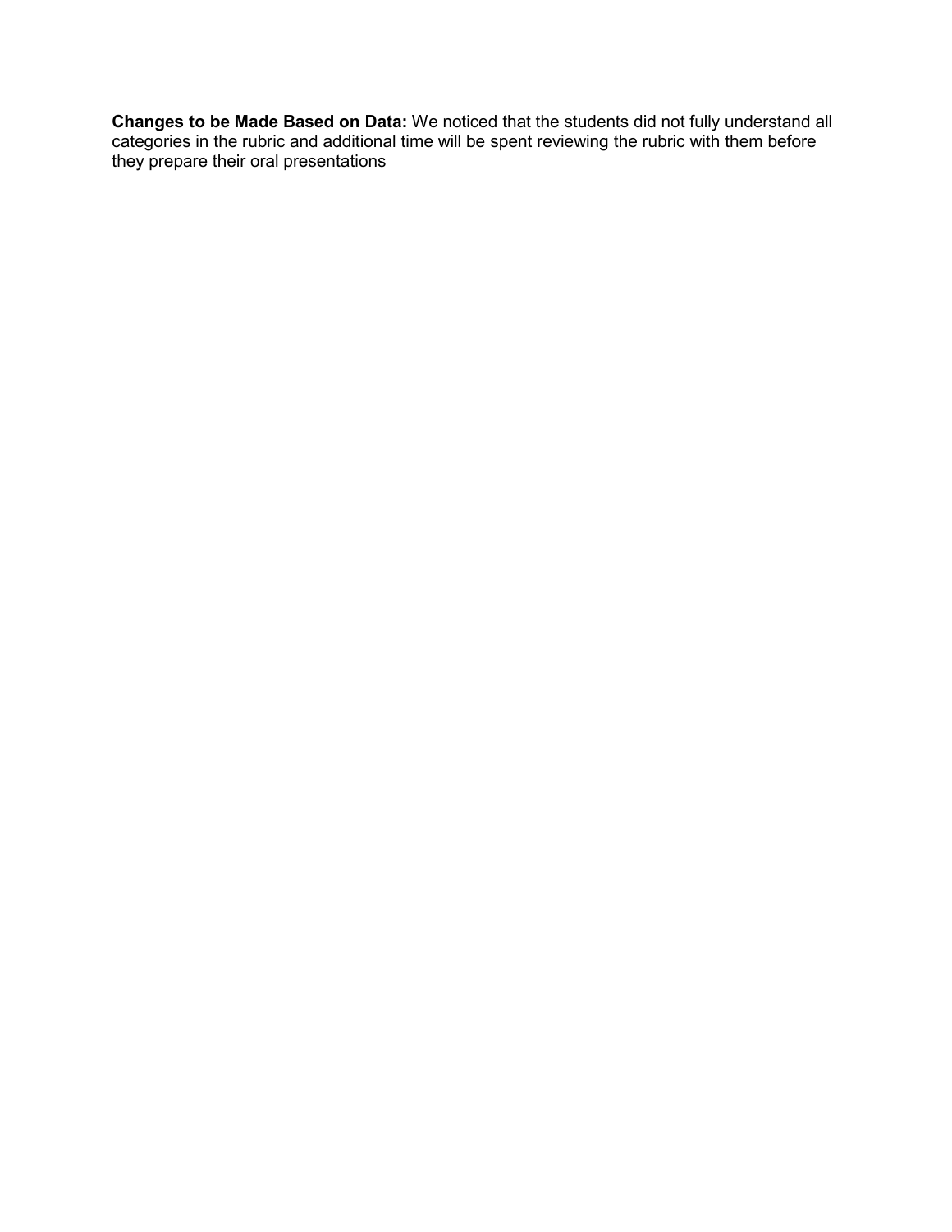**Changes to be Made Based on Data:** We noticed that the students did not fully understand all categories in the rubric and additional time will be spent reviewing the rubric with them before they prepare their oral presentations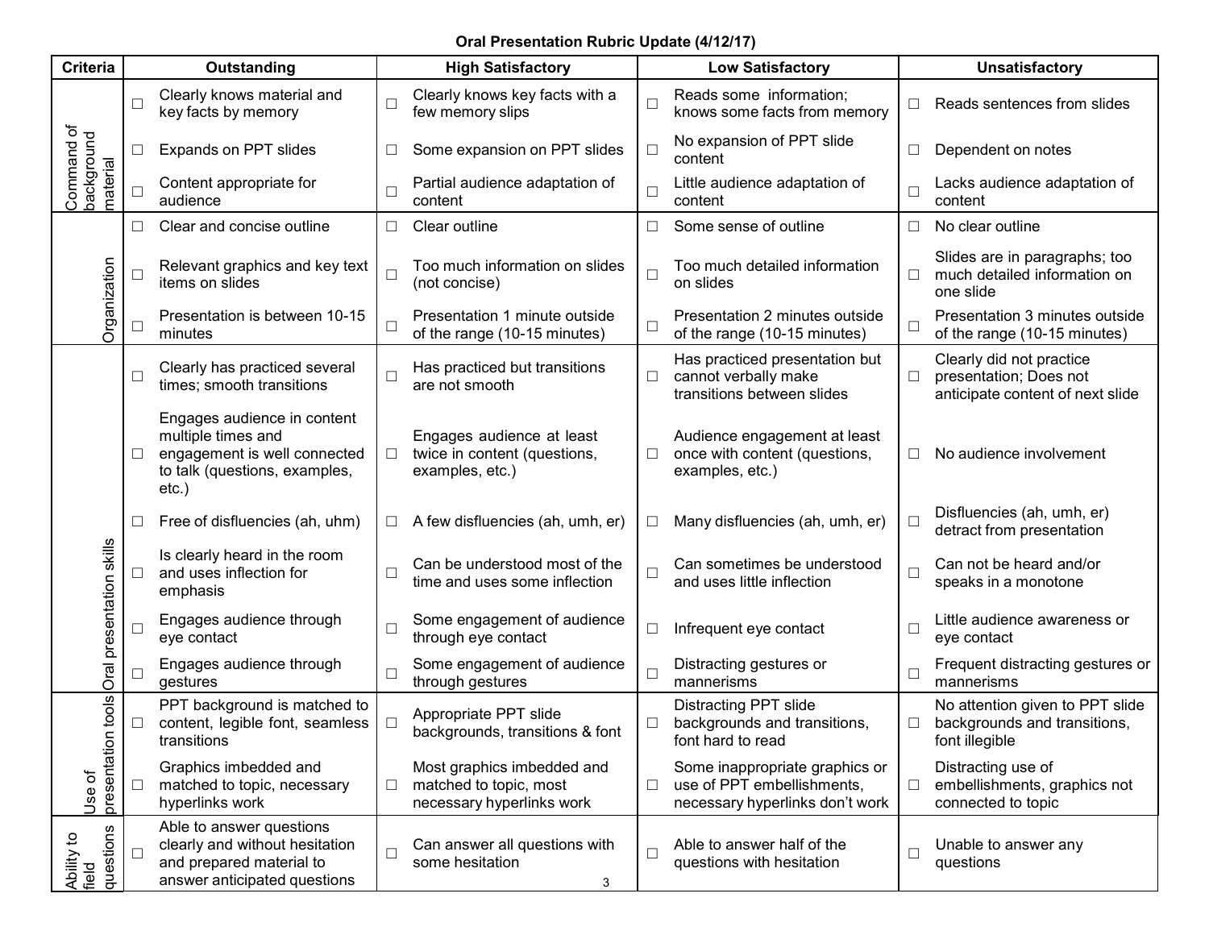**Oral Presentation Rubric Update (4/12/17)**

| Criteria | Outstanding | High Satisfactory | Low Satisfactory | Unsatisfactory |
|---|---|---|---|---|
| Command of background material | ☐ Clearly knows material and key facts by memory | ☐ Clearly knows key facts with a few memory slips | ☐ Reads some information; knows some facts from memory | ☐ Reads sentences from slides |
| | ☐ Expands on PPT slides | ☐ Some expansion on PPT slides | ☐ No expansion of PPT slide content | ☐ Dependent on notes |
| | ☐ Content appropriate for audience | ☐ Partial audience adaptation of content | ☐ Little audience adaptation of content | ☐ Lacks audience adaptation of content |
| Organization | ☐ Clear and concise outline | ☐ Clear outline | ☐ Some sense of outline | ☐ No clear outline |
| | ☐ Relevant graphics and key text items on slides | ☐ Too much information on slides (not concise) | ☐ Too much detailed information on slides | ☐ Slides are in paragraphs; too much detailed information on one slide |
| | ☐ Presentation is between 10-15 minutes | ☐ Presentation 1 minute outside of the range (10-15 minutes) | ☐ Presentation 2 minutes outside of the range (10-15 minutes) | ☐ Presentation 3 minutes outside of the range (10-15 minutes) |
| Oral presentation skills | ☐ Clearly has practiced several times; smooth transitions | ☐ Has practiced but transitions are not smooth | ☐ Has practiced presentation but cannot verbally make transitions between slides | ☐ Clearly did not practice presentation; Does not anticipate content of next slide |
| | ☐ Engages audience in content multiple times and engagement is well connected to talk (questions, examples, etc.) | ☐ Engages audience at least twice in content (questions, examples, etc.) | ☐ Audience engagement at least once with content (questions, examples, etc.) | ☐ No audience involvement |
| | ☐ Free of disfluencies (ah, uhm) | ☐ A few disfluencies (ah, umh, er) | ☐ Many disfluencies (ah, umh, er) | ☐ Disfluencies (ah, umh, er) detract from presentation |
| | ☐ Is clearly heard in the room and uses inflection for emphasis | ☐ Can be understood most of the time and uses some inflection | ☐ Can sometimes be understood and uses little inflection | ☐ Can not be heard and/or speaks in a monotone |
| | ☐ Engages audience through eye contact | ☐ Some engagement of audience through eye contact | ☐ Infrequent eye contact | ☐ Little audience awareness or eye contact |
| | ☐ Engages audience through gestures | ☐ Some engagement of audience through gestures | ☐ Distracting gestures or mannerisms | ☐ Frequent distracting gestures or mannerisms |
| Use of presentation tools | ☐ PPT background is matched to content, legible font, seamless transitions | ☐ Appropriate PPT slide backgrounds, transitions & font | ☐ Distracting PPT slide backgrounds and transitions, font hard to read | ☐ No attention given to PPT slide backgrounds and transitions, font illegible |
| | ☐ Graphics imbedded and matched to topic, necessary hyperlinks work | ☐ Most graphics imbedded and matched to topic, most necessary hyperlinks work | ☐ Some inappropriate graphics or use of PPT embellishments, necessary hyperlinks don't work | ☐ Distracting use of embellishments, graphics not connected to topic |
| Ability to field questions | ☐ Able to answer questions clearly and without hesitation and prepared material to answer anticipated questions | ☐ Can answer all questions with some hesitation | ☐ Able to answer half of the questions with hesitation | ☐ Unable to answer any questions |